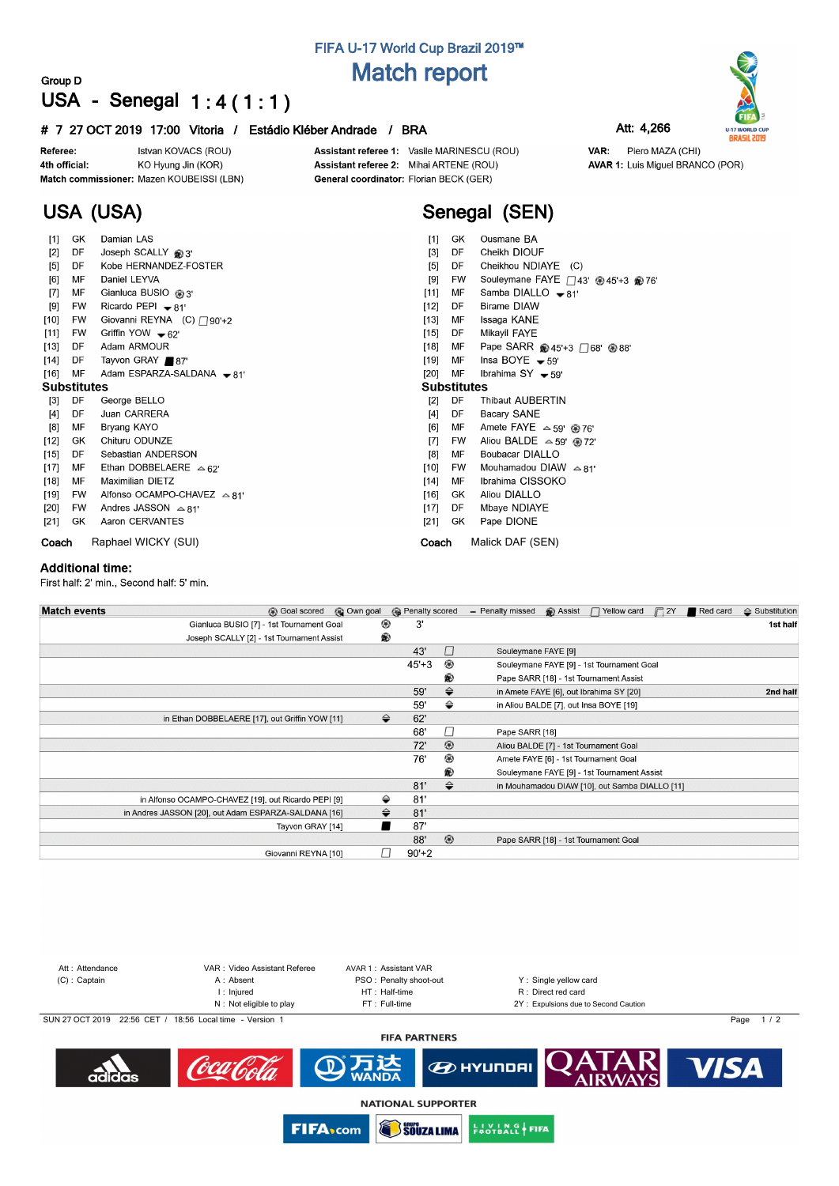## FIFA U-17 World Cup Brazil 2019™

# Match report

Group D

## USA - Senegal 1 : 4 ( 1 : 1 )

**# 7 27 OCT 2019 17:00 Vitoria / Estádio Kléber Andrade / BRA** — Att: 4,266

| | | | | | |
|---|---|---|---|---|---|
| **Referee:** | Istvan KOVACS (ROU) | **Assistant referee 1:** | Vasile MARINESCU (ROU) | **VAR:** | Piero MAZA (CHI) |
| **4th official:** | KO Hyung Jin (KOR) | **Assistant referee 2:** | Mihai ARTENE (ROU) | **AVAR 1:** | Luis Miguel BRANCO (POR) |
| **Match commissioner:** | Mazen KOUBEISSI (LBN) | **General coordinator:** | Florian BECK (GER) | | |

## USA (USA)

| No. | Pos | Name | Events |
|---|---|---|---|
| [1] | GK | Damian LAS | |
| [2] | DF | Joseph SCALLY | Assist 3' |
| [5] | DF | Kobe HERNANDEZ-FOSTER | |
| [6] | MF | Daniel LEYVA | |
| [7] | MF | Gianluca BUSIO | Goal 3' |
| [9] | FW | Ricardo PEPI | Out 81' |
| [10] | FW | Giovanni REYNA (C) | Yellow 90'+2 |
| [11] | FW | Griffin YOW | Out 62' |
| [13] | DF | Adam ARMOUR | |
| [14] | DF | Tayvon GRAY | Red 87' |
| [16] | MF | Adam ESPARZA-SALDANA | Out 81' |

**Substitutes**

| No. | Pos | Name | Events |
|---|---|---|---|
| [3] | DF | George BELLO | |
| [4] | DF | Juan CARRERA | |
| [8] | MF | Bryang KAYO | |
| [12] | GK | Chituru ODUNZE | |
| [15] | DF | Sebastian ANDERSON | |
| [17] | MF | Ethan DOBBELAERE | In 62' |
| [18] | MF | Maximilian DIETZ | |
| [19] | FW | Alfonso OCAMPO-CHAVEZ | In 81' |
| [20] | FW | Andres JASSON | In 81' |
| [21] | GK | Aaron CERVANTES | |

**Coach** Raphael WICKY (SUI)

## Senegal (SEN)

| No. | Pos | Name | Events |
|---|---|---|---|
| [1] | GK | Ousmane BA | |
| [3] | DF | Cheikh DIOUF | |
| [5] | DF | Cheikhou NDIAYE (C) | |
| [9] | FW | Souleymane FAYE | Yellow 43', Goal 45'+3, Assist 76' |
| [11] | MF | Samba DIALLO | Out 81' |
| [12] | DF | Birame DIAW | |
| [13] | MF | Issaga KANE | |
| [15] | DF | Mikayil FAYE | |
| [18] | MF | Pape SARR | Assist 45'+3, Yellow 68', Goal 88' |
| [19] | MF | Insa BOYE | Out 59' |
| [20] | MF | Ibrahima SY | Out 59' |

**Substitutes**

| No. | Pos | Name | Events |
|---|---|---|---|
| [2] | DF | Thibaut AUBERTIN | |
| [4] | DF | Bacary SANE | |
| [6] | MF | Amete FAYE | In 59', Goal 76' |
| [7] | FW | Aliou BALDE | In 59', Goal 72' |
| [8] | MF | Boubacar DIALLO | |
| [10] | FW | Mouhamadou DIAW | In 81' |
| [14] | MF | Ibrahima CISSOKO | |
| [16] | GK | Aliou DIALLO | |
| [17] | DF | Mbaye NDIAYE | |
| [21] | GK | Pape DIONE | |

**Coach** Malick DAF (SEN)

**Additional time:**
First half: 2' min., Second half: 5' min.

## Match events

Legend: Goal scored, Own goal, Penalty scored, Penalty missed, Assist, Yellow card, 2Y, Red card, Substitution

| USA | | Minute | | Senegal | Half |
|---|---|---|---|---|---|
| Gianluca BUSIO [7] - 1st Tournament Goal | Goal | 3' | | | 1st half |
| Joseph SCALLY [2] - 1st Tournament Assist | Assist | | | | |
| | | 43' | Yellow card | Souleymane FAYE [9] | |
| | | 45'+3 | Goal | Souleymane FAYE [9] - 1st Tournament Goal | |
| | | | Assist | Pape SARR [18] - 1st Tournament Assist | |
| | | 59' | Substitution | in Amete FAYE [6], out Ibrahima SY [20] | 2nd half |
| | | 59' | Substitution | in Aliou BALDE [7], out Insa BOYE [19] | |
| in Ethan DOBBELAERE [17], out Griffin YOW [11] | Substitution | 62' | | | |
| | | 68' | Yellow card | Pape SARR [18] | |
| | | 72' | Goal | Aliou BALDE [7] - 1st Tournament Goal | |
| | | 76' | Goal | Amete FAYE [6] - 1st Tournament Goal | |
| | | | Assist | Souleymane FAYE [9] - 1st Tournament Assist | |
| | | 81' | Substitution | in Mouhamadou DIAW [10], out Samba DIALLO [11] | |
| in Alfonso OCAMPO-CHAVEZ [19], out Ricardo PEPI [9] | Substitution | 81' | | | |
| in Andres JASSON [20], out Adam ESPARZA-SALDANA [16] | Substitution | 81' | | | |
| Tayvon GRAY [14] | Red card | 87' | | | |
| | | 88' | Goal | Pape SARR [18] - 1st Tournament Goal | |
| Giovanni REYNA [10] | Yellow card | 90'+2 | | | |

Att : Attendance — VAR : Video Assistant Referee — AVAR 1 : Assistant VAR
(C) : Captain — A : Absent — PSO : Penalty shoot-out — Y : Single yellow card
I : Injured — HT : Half-time — R : Direct red card
N : Not eligible to play — FT : Full-time — 2Y : Expulsions due to Second Caution

SUN 27 OCT 2019 22:56 CET / 18:56 Local time - Version 1

FIFA PARTNERS

NATIONAL SUPPORTER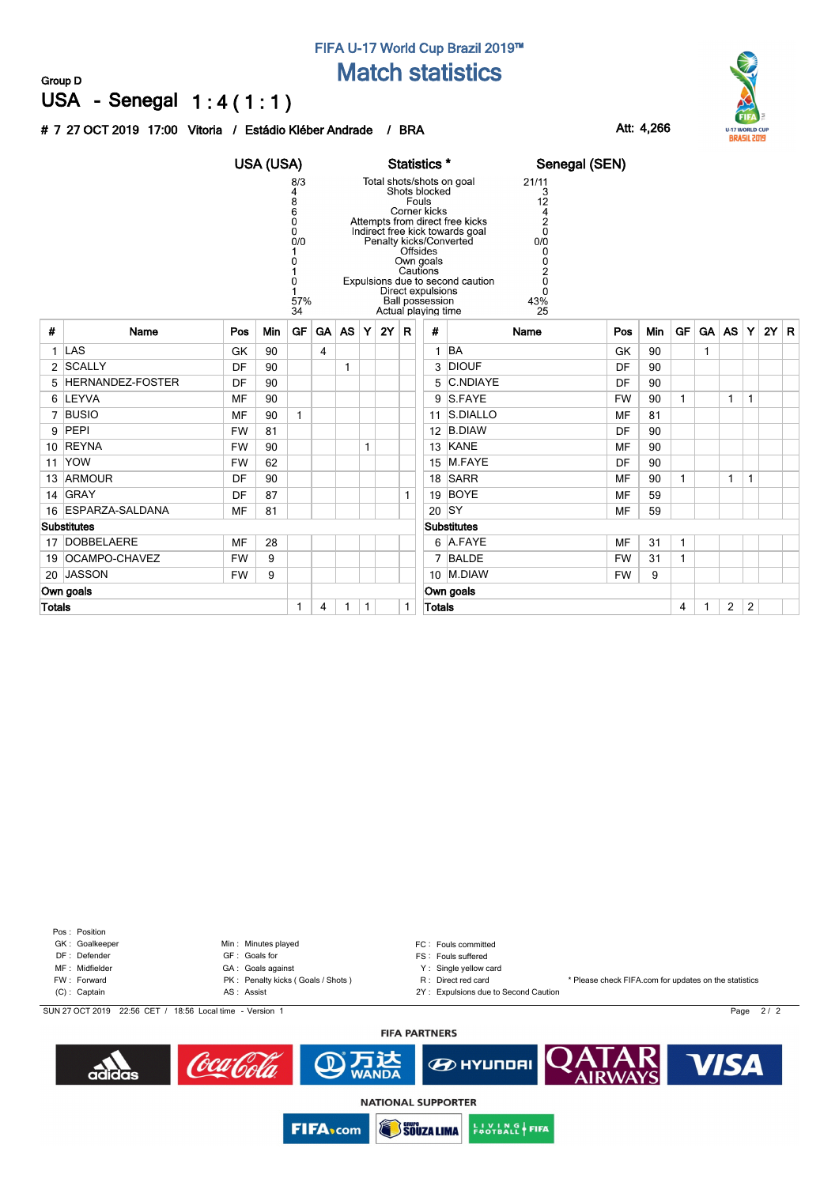FIFA U-17 World Cup Brazil 2019™

# Match statistics

Group D

## USA - Senegal 1 : 4 ( 1 : 1 )

# 7 27 OCT 2019 17:00 Vitoria / Estádio Kléber Andrade / BRA

Att: 4,266

| USA (USA) | Statistics * | Senegal (SEN) |
|---|---|---|
| 8/3 | Total shots/shots on goal | 21/11 |
| 4 | Shots blocked | 3 |
| 8 | Fouls | 12 |
| 6 | Corner kicks | 4 |
| 0 | Attempts from direct free kicks | 2 |
| 0 | Indirect free kick towards goal | 0 |
| 0/0 | Penalty kicks/Converted | 0/0 |
| 1 | Offsides | 0 |
| 0 | Own goals | 0 |
| 1 | Cautions | 2 |
| 0 | Expulsions due to second caution | 0 |
| 1 | Direct expulsions | 0 |
| 57% | Ball possession | 43% |
| 34 | Actual playing time | 25 |

| # | Name | Pos | Min | GF | GA | AS | Y | 2Y | R |
|---|---|---|---|---|---|---|---|---|---|
| 1 | LAS | GK | 90 | | 4 | | | | |
| 2 | SCALLY | DF | 90 | | | 1 | | | |
| 5 | HERNANDEZ-FOSTER | DF | 90 | | | | | | |
| 6 | LEYVA | MF | 90 | | | | | | |
| 7 | BUSIO | MF | 90 | 1 | | | | | |
| 9 | PEPI | FW | 81 | | | | | | |
| 10 | REYNA | FW | 90 | | | | 1 | | |
| 11 | YOW | FW | 62 | | | | | | |
| 13 | ARMOUR | DF | 90 | | | | | | |
| 14 | GRAY | DF | 87 | | | | | | 1 |
| 16 | ESPARZA-SALDANA | MF | 81 | | | | | | |
| **Substitutes** | | | | | | | | | |
| 17 | DOBBELAERE | MF | 28 | | | | | | |
| 19 | OCAMPO-CHAVEZ | FW | 9 | | | | | | |
| 20 | JASSON | FW | 9 | | | | | | |
| **Own goals** | | | | | | | | | |
| **Totals** | | | | 1 | 4 | 1 | 1 | | 1 |

| # | Name | Pos | Min | GF | GA | AS | Y | 2Y | R |
|---|---|---|---|---|---|---|---|---|---|
| 1 | BA | GK | 90 | | 1 | | | | |
| 3 | DIOUF | DF | 90 | | | | | | |
| 5 | C.NDIAYE | DF | 90 | | | | | | |
| 9 | S.FAYE | FW | 90 | 1 | | 1 | 1 | | |
| 11 | S.DIALLO | MF | 81 | | | | | | |
| 12 | B.DIAW | DF | 90 | | | | | | |
| 13 | KANE | MF | 90 | | | | | | |
| 15 | M.FAYE | DF | 90 | | | | | | |
| 18 | SARR | MF | 90 | 1 | | 1 | 1 | | |
| 19 | BOYE | MF | 59 | | | | | | |
| 20 | SY | MF | 59 | | | | | | |
| **Substitutes** | | | | | | | | | |
| 6 | A.FAYE | MF | 31 | 1 | | | | | |
| 7 | BALDE | FW | 31 | 1 | | | | | |
| 10 | M.DIAW | FW | 9 | | | | | | |
| **Own goals** | | | | | | | | | |
| **Totals** | | | | 4 | 1 | 2 | 2 | | |

Pos : Position
GK : Goalkeeper
DF : Defender
MF : Midfielder
FW : Forward
(C) : Captain

Min : Minutes played
GF : Goals for
GA : Goals against
PK : Penalty kicks ( Goals / Shots )
AS : Assist

FC : Fouls committed
FS : Fouls suffered
Y : Single yellow card
R : Direct red card
2Y : Expulsions due to Second Caution

* Please check FIFA.com for updates on the statistics

SUN 27 OCT 2019 22:56 CET / 18:56 Local time - Version 1

FIFA PARTNERS

NATIONAL SUPPORTER